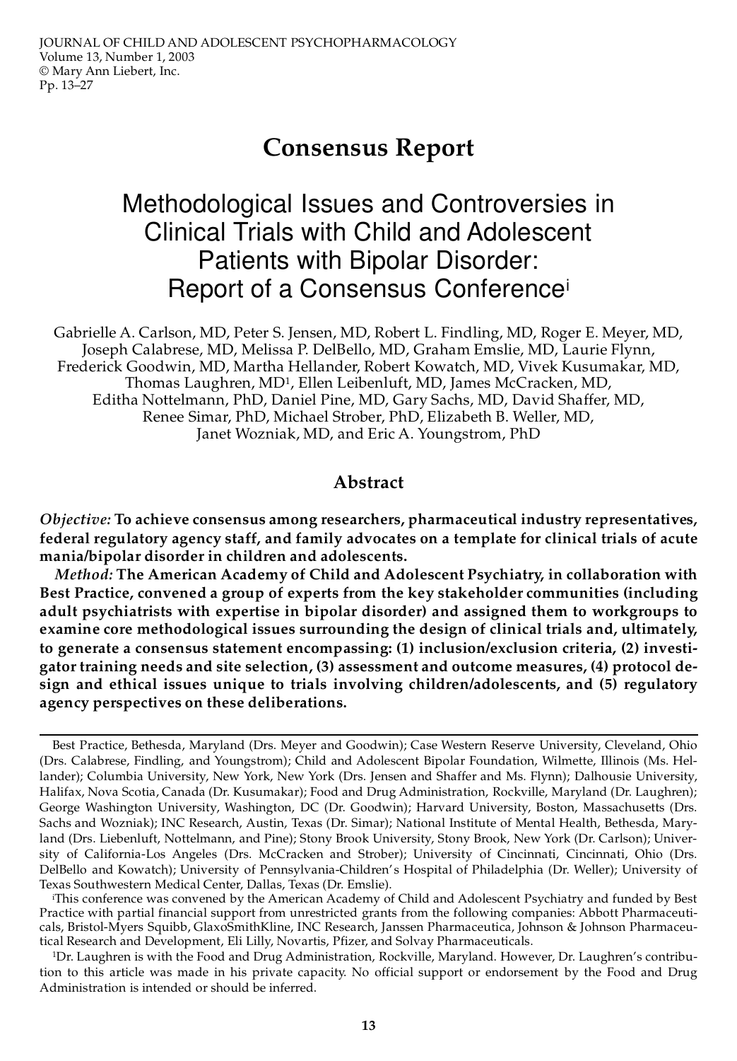# Consensus Report

## Methodological Issues and Controversies in Clinical Trials with Child and Adolescent Patients with Bipolar Disorder: Report of a Consensus Conference[i]

Gabrielle A. Carlson, MD, Peter S. Jensen, MD, Robert L. Findling, MD, Roger E. Meyer, MD, Joseph Calabrese, MD, Melissa P. DelBello, MD, Graham Emslie, MD, Laurie Flynn, Frederick Goodwin, MD, Martha Hellander, Robert Kowatch, MD, Vivek Kusumakar, MD, Thomas Laughren, MD[1], Ellen Leibenluft, MD, James McCracken, MD, Editha Nottelmann, PhD, Daniel Pine, MD, Gary Sachs, MD, David Shaffer, MD, Renee Simar, PhD, Michael Strober, PhD, Elizabeth B. Weller, MD, Janet Wozniak, MD, and Eric A. Youngstrom, PhD

### Abstract

***Objective:*** **To achieve consensus among researchers, pharmaceutical industry representatives, federal regulatory agency staff, and family advocates on a template for clinical trials of acute mania/bipolar disorder in children and adolescents.**

***Method:*** **The American Academy of Child and Adolescent Psychiatry, in collaboration with Best Practice, convened a group of experts from the key stakeholder communities (including adult psychiatrists with expertise in bipolar disorder) and assigned them to workgroups to examine core methodological issues surrounding the design of clinical trials and, ultimately, to generate a consensus statement encompassing: (1) inclusion/exclusion criteria, (2) investigator training needs and site selection, (3) assessment and outcome measures, (4) protocol design and ethical issues unique to trials involving children/adolescents, and (5) regulatory agency perspectives on these deliberations.**

---

Best Practice, Bethesda, Maryland (Drs. Meyer and Goodwin); Case Western Reserve University, Cleveland, Ohio (Drs. Calabrese, Findling, and Youngstrom); Child and Adolescent Bipolar Foundation, Wilmette, Illinois (Ms. Hellander); Columbia University, New York, New York (Drs. Jensen and Shaffer and Ms. Flynn); Dalhousie University, Halifax, Nova Scotia, Canada (Dr. Kusumakar); Food and Drug Administration, Rockville, Maryland (Dr. Laughren); George Washington University, Washington, DC (Dr. Goodwin); Harvard University, Boston, Massachusetts (Drs. Sachs and Wozniak); INC Research, Austin, Texas (Dr. Simar); National Institute of Mental Health, Bethesda, Maryland (Drs. Liebenluft, Nottelmann, and Pine); Stony Brook University, Stony Brook, New York (Dr. Carlson); University of California-Los Angeles (Drs. McCracken and Strober); University of Cincinnati, Cincinnati, Ohio (Drs. DelBello and Kowatch); University of Pennsylvania-Children's Hospital of Philadelphia (Dr. Weller); University of Texas Southwestern Medical Center, Dallas, Texas (Dr. Emslie).

[i]This conference was convened by the American Academy of Child and Adolescent Psychiatry and funded by Best Practice with partial financial support from unrestricted grants from the following companies: Abbott Pharmaceuticals, Bristol-Myers Squibb, GlaxoSmithKline, INC Research, Janssen Pharmaceutica, Johnson & Johnson Pharmaceutical Research and Development, Eli Lilly, Novartis, Pfizer, and Solvay Pharmaceuticals.

[1]Dr. Laughren is with the Food and Drug Administration, Rockville, Maryland. However, Dr. Laughren's contribution to this article was made in his private capacity. No official support or endorsement by the Food and Drug Administration is intended or should be inferred.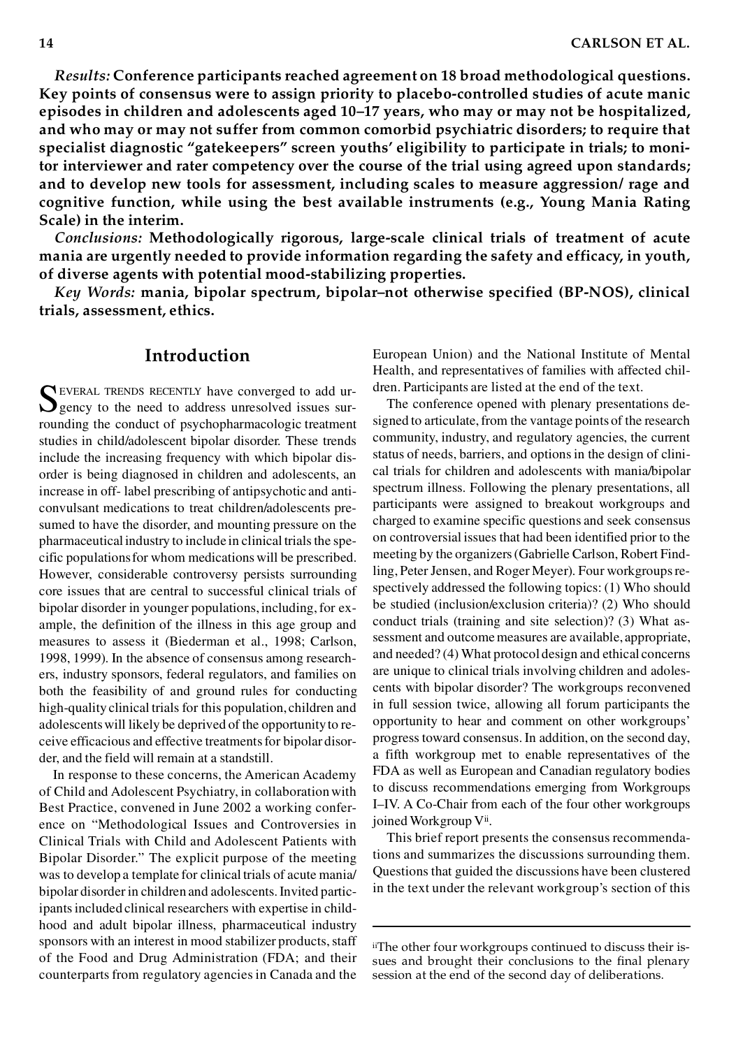**Results:** **Conference participants reached agreement on 18 broad methodological questions. Key points of consensus were to assign priority to placebo-controlled studies of acute manic episodes in children and adolescents aged 10–17 years, who may or may not be hospitalized, and who may or may not suffer from common comorbid psychiatric disorders; to require that specialist diagnostic "gatekeepers" screen youths' eligibility to participate in trials; to monitor interviewer and rater competency over the course of the trial using agreed upon standards; and to develop new tools for assessment, including scales to measure aggression/ rage and cognitive function, while using the best available instruments (e.g., Young Mania Rating Scale) in the interim.**

**Conclusions:** **Methodologically rigorous, large-scale clinical trials of treatment of acute mania are urgently needed to provide information regarding the safety and efficacy, in youth, of diverse agents with potential mood-stabilizing properties.**

**Key Words:** **mania, bipolar spectrum, bipolar–not otherwise specified (BP-NOS), clinical trials, assessment, ethics.**

## Introduction

SEVERAL TRENDS RECENTLY have converged to add urgency to the need to address unresolved issues surrounding the conduct of psychopharmacologic treatment studies in child/adolescent bipolar disorder. These trends include the increasing frequency with which bipolar disorder is being diagnosed in children and adolescents, an increase in off- label prescribing of antipsychotic and anticonvulsant medications to treat children/adolescents presumed to have the disorder, and mounting pressure on the pharmaceutical industry to include in clinical trials the specific populations for whom medications will be prescribed. However, considerable controversy persists surrounding core issues that are central to successful clinical trials of bipolar disorder in younger populations, including, for example, the definition of the illness in this age group and measures to assess it (Biederman et al., 1998; Carlson, 1998, 1999). In the absence of consensus among researchers, industry sponsors, federal regulators, and families on both the feasibility of and ground rules for conducting high-quality clinical trials for this population, children and adolescents will likely be deprived of the opportunity to receive efficacious and effective treatments for bipolar disorder, and the field will remain at a standstill.

In response to these concerns, the American Academy of Child and Adolescent Psychiatry, in collaboration with Best Practice, convened in June 2002 a working conference on "Methodological Issues and Controversies in Clinical Trials with Child and Adolescent Patients with Bipolar Disorder." The explicit purpose of the meeting was to develop a template for clinical trials of acute mania/ bipolar disorder in children and adolescents. Invited participants included clinical researchers with expertise in childhood and adult bipolar illness, pharmaceutical industry sponsors with an interest in mood stabilizer products, staff of the Food and Drug Administration (FDA; and their counterparts from regulatory agencies in Canada and the European Union) and the National Institute of Mental Health, and representatives of families with affected children. Participants are listed at the end of the text.

The conference opened with plenary presentations designed to articulate, from the vantage points of the research community, industry, and regulatory agencies, the current status of needs, barriers, and options in the design of clinical trials for children and adolescents with mania/bipolar spectrum illness. Following the plenary presentations, all participants were assigned to breakout workgroups and charged to examine specific questions and seek consensus on controversial issues that had been identified prior to the meeting by the organizers (Gabrielle Carlson, Robert Findling, Peter Jensen, and Roger Meyer). Four workgroups respectively addressed the following topics: (1) Who should be studied (inclusion/exclusion criteria)? (2) Who should conduct trials (training and site selection)? (3) What assessment and outcome measures are available, appropriate, and needed? (4) What protocol design and ethical concerns are unique to clinical trials involving children and adolescents with bipolar disorder? The workgroups reconvened in full session twice, allowing all forum participants the opportunity to hear and comment on other workgroups' progress toward consensus. In addition, on the second day, a fifth workgroup met to enable representatives of the FDA as well as European and Canadian regulatory bodies to discuss recommendations emerging from Workgroups I–IV. A Co-Chair from each of the four other workgroups joined Workgroup V[ii].

This brief report presents the consensus recommendations and summarizes the discussions surrounding them. Questions that guided the discussions have been clustered in the text under the relevant workgroup's section of this

[ii]The other four workgroups continued to discuss their issues and brought their conclusions to the final plenary session at the end of the second day of deliberations.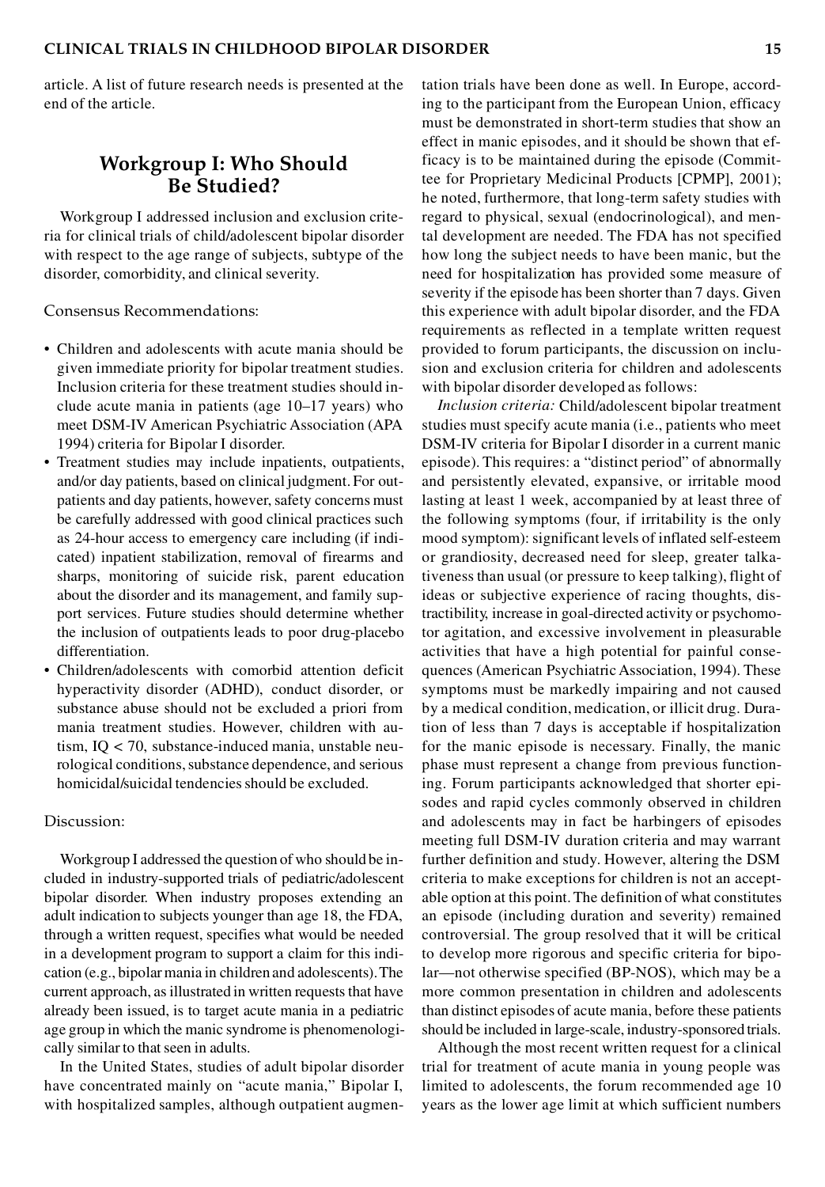article. A list of future research needs is presented at the end of the article.

## Workgroup I: Who Should Be Studied?

Workgroup I addressed inclusion and exclusion criteria for clinical trials of child/adolescent bipolar disorder with respect to the age range of subjects, subtype of the disorder, comorbidity, and clinical severity.

### Consensus Recommendations:

- Children and adolescents with acute mania should be given immediate priority for bipolar treatment studies. Inclusion criteria for these treatment studies should include acute mania in patients (age 10–17 years) who meet DSM-IV American Psychiatric Association (APA 1994) criteria for Bipolar I disorder.
- Treatment studies may include inpatients, outpatients, and/or day patients, based on clinical judgment. For outpatients and day patients, however, safety concerns must be carefully addressed with good clinical practices such as 24-hour access to emergency care including (if indicated) inpatient stabilization, removal of firearms and sharps, monitoring of suicide risk, parent education about the disorder and its management, and family support services. Future studies should determine whether the inclusion of outpatients leads to poor drug-placebo differentiation.
- Children/adolescents with comorbid attention deficit hyperactivity disorder (ADHD), conduct disorder, or substance abuse should not be excluded a priori from mania treatment studies. However, children with autism, IQ < 70, substance-induced mania, unstable neurological conditions, substance dependence, and serious homicidal/suicidal tendencies should be excluded.

### Discussion:

Workgroup I addressed the question of who should be included in industry-supported trials of pediatric/adolescent bipolar disorder. When industry proposes extending an adult indication to subjects younger than age 18, the FDA, through a written request, specifies what would be needed in a development program to support a claim for this indication (e.g., bipolar mania in children and adolescents). The current approach, as illustrated in written requests that have already been issued, is to target acute mania in a pediatric age group in which the manic syndrome is phenomenologically similar to that seen in adults.

In the United States, studies of adult bipolar disorder have concentrated mainly on "acute mania," Bipolar I, with hospitalized samples, although outpatient augmentation trials have been done as well. In Europe, according to the participant from the European Union, efficacy must be demonstrated in short-term studies that show an effect in manic episodes, and it should be shown that efficacy is to be maintained during the episode (Committee for Proprietary Medicinal Products [CPMP], 2001); he noted, furthermore, that long-term safety studies with regard to physical, sexual (endocrinological), and mental development are needed. The FDA has not specified how long the subject needs to have been manic, but the need for hospitalization has provided some measure of severity if the episode has been shorter than 7 days. Given this experience with adult bipolar disorder, and the FDA requirements as reflected in a template written request provided to forum participants, the discussion on inclusion and exclusion criteria for children and adolescents with bipolar disorder developed as follows:

*Inclusion criteria:* Child/adolescent bipolar treatment studies must specify acute mania (i.e., patients who meet DSM-IV criteria for Bipolar I disorder in a current manic episode). This requires: a "distinct period" of abnormally and persistently elevated, expansive, or irritable mood lasting at least 1 week, accompanied by at least three of the following symptoms (four, if irritability is the only mood symptom): significant levels of inflated self-esteem or grandiosity, decreased need for sleep, greater talkativeness than usual (or pressure to keep talking), flight of ideas or subjective experience of racing thoughts, distractibility, increase in goal-directed activity or psychomotor agitation, and excessive involvement in pleasurable activities that have a high potential for painful consequences (American Psychiatric Association, 1994). These symptoms must be markedly impairing and not caused by a medical condition, medication, or illicit drug. Duration of less than 7 days is acceptable if hospitalization for the manic episode is necessary. Finally, the manic phase must represent a change from previous functioning. Forum participants acknowledged that shorter episodes and rapid cycles commonly observed in children and adolescents may in fact be harbingers of episodes meeting full DSM-IV duration criteria and may warrant further definition and study. However, altering the DSM criteria to make exceptions for children is not an acceptable option at this point. The definition of what constitutes an episode (including duration and severity) remained controversial. The group resolved that it will be critical to develop more rigorous and specific criteria for bipolar—not otherwise specified (BP-NOS), which may be a more common presentation in children and adolescents than distinct episodes of acute mania, before these patients should be included in large-scale, industry-sponsored trials.

Although the most recent written request for a clinical trial for treatment of acute mania in young people was limited to adolescents, the forum recommended age 10 years as the lower age limit at which sufficient numbers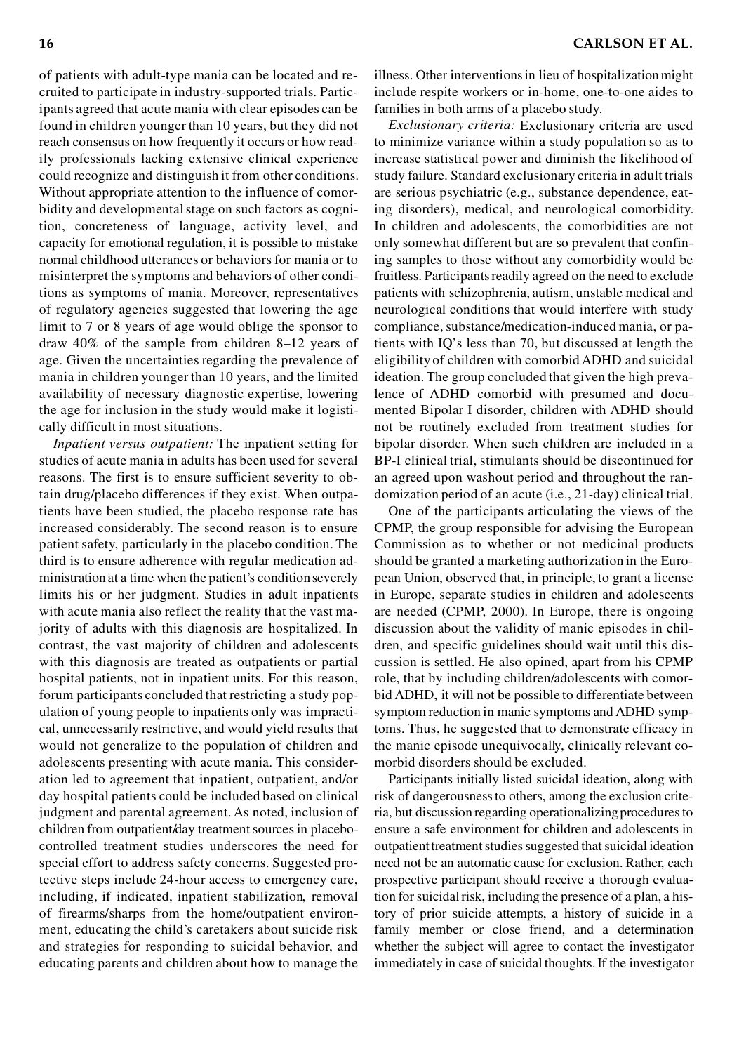of patients with adult-type mania can be located and recruited to participate in industry-supported trials. Participants agreed that acute mania with clear episodes can be found in children younger than 10 years, but they did not reach consensus on how frequently it occurs or how readily professionals lacking extensive clinical experience could recognize and distinguish it from other conditions. Without appropriate attention to the influence of comorbidity and developmental stage on such factors as cognition, concreteness of language, activity level, and capacity for emotional regulation, it is possible to mistake normal childhood utterances or behaviors for mania or to misinterpret the symptoms and behaviors of other conditions as symptoms of mania. Moreover, representatives of regulatory agencies suggested that lowering the age limit to 7 or 8 years of age would oblige the sponsor to draw 40% of the sample from children 8–12 years of age. Given the uncertainties regarding the prevalence of mania in children younger than 10 years, and the limited availability of necessary diagnostic expertise, lowering the age for inclusion in the study would make it logistically difficult in most situations.

*Inpatient versus outpatient:* The inpatient setting for studies of acute mania in adults has been used for several reasons. The first is to ensure sufficient severity to obtain drug/placebo differences if they exist. When outpatients have been studied, the placebo response rate has increased considerably. The second reason is to ensure patient safety, particularly in the placebo condition. The third is to ensure adherence with regular medication administration at a time when the patient's condition severely limits his or her judgment. Studies in adult inpatients with acute mania also reflect the reality that the vast majority of adults with this diagnosis are hospitalized. In contrast, the vast majority of children and adolescents with this diagnosis are treated as outpatients or partial hospital patients, not in inpatient units. For this reason, forum participants concluded that restricting a study population of young people to inpatients only was impractical, unnecessarily restrictive, and would yield results that would not generalize to the population of children and adolescents presenting with acute mania. This consideration led to agreement that inpatient, outpatient, and/or day hospital patients could be included based on clinical judgment and parental agreement. As noted, inclusion of children from outpatient/day treatment sources in placebo-controlled treatment studies underscores the need for special effort to address safety concerns. Suggested protective steps include 24-hour access to emergency care, including, if indicated, inpatient stabilization, removal of firearms/sharps from the home/outpatient environment, educating the child's caretakers about suicide risk and strategies for responding to suicidal behavior, and educating parents and children about how to manage the illness. Other interventions in lieu of hospitalization might include respite workers or in-home, one-to-one aides to families in both arms of a placebo study.

*Exclusionary criteria:* Exclusionary criteria are used to minimize variance within a study population so as to increase statistical power and diminish the likelihood of study failure. Standard exclusionary criteria in adult trials are serious psychiatric (e.g., substance dependence, eating disorders), medical, and neurological comorbidity. In children and adolescents, the comorbidities are not only somewhat different but are so prevalent that confining samples to those without any comorbidity would be fruitless. Participants readily agreed on the need to exclude patients with schizophrenia, autism, unstable medical and neurological conditions that would interfere with study compliance, substance/medication-induced mania, or patients with IQ's less than 70, but discussed at length the eligibility of children with comorbid ADHD and suicidal ideation. The group concluded that given the high prevalence of ADHD comorbid with presumed and documented Bipolar I disorder, children with ADHD should not be routinely excluded from treatment studies for bipolar disorder. When such children are included in a BP-I clinical trial, stimulants should be discontinued for an agreed upon washout period and throughout the randomization period of an acute (i.e., 21-day) clinical trial.

One of the participants articulating the views of the CPMP, the group responsible for advising the European Commission as to whether or not medicinal products should be granted a marketing authorization in the European Union, observed that, in principle, to grant a license in Europe, separate studies in children and adolescents are needed (CPMP, 2000). In Europe, there is ongoing discussion about the validity of manic episodes in children, and specific guidelines should wait until this discussion is settled. He also opined, apart from his CPMP role, that by including children/adolescents with comorbid ADHD, it will not be possible to differentiate between symptom reduction in manic symptoms and ADHD symptoms. Thus, he suggested that to demonstrate efficacy in the manic episode unequivocally, clinically relevant comorbid disorders should be excluded.

Participants initially listed suicidal ideation, along with risk of dangerousness to others, among the exclusion criteria, but discussion regarding operationalizing procedures to ensure a safe environment for children and adolescents in outpatient treatment studies suggested that suicidal ideation need not be an automatic cause for exclusion. Rather, each prospective participant should receive a thorough evaluation for suicidal risk, including the presence of a plan, a history of prior suicide attempts, a history of suicide in a family member or close friend, and a determination whether the subject will agree to contact the investigator immediately in case of suicidal thoughts. If the investigator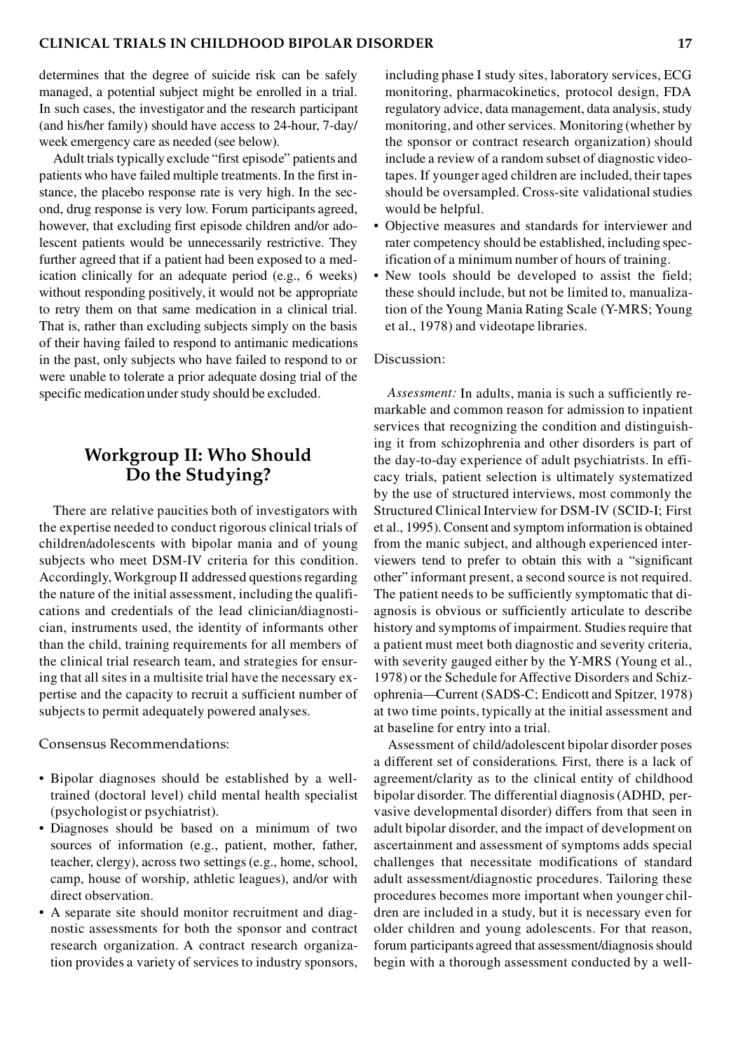determines that the degree of suicide risk can be safely managed, a potential subject might be enrolled in a trial. In such cases, the investigator and the research participant (and his/her family) should have access to 24-hour, 7-day/week emergency care as needed (see below).

Adult trials typically exclude "first episode" patients and patients who have failed multiple treatments. In the first instance, the placebo response rate is very high. In the second, drug response is very low. Forum participants agreed, however, that excluding first episode children and/or adolescent patients would be unnecessarily restrictive. They further agreed that if a patient had been exposed to a medication clinically for an adequate period (e.g., 6 weeks) without responding positively, it would not be appropriate to retry them on that same medication in a clinical trial. That is, rather than excluding subjects simply on the basis of their having failed to respond to antimanic medications in the past, only subjects who have failed to respond to or were unable to tolerate a prior adequate dosing trial of the specific medication under study should be excluded.

## Workgroup II: Who Should Do the Studying?

There are relative paucities both of investigators with the expertise needed to conduct rigorous clinical trials of children/adolescents with bipolar mania and of young subjects who meet DSM-IV criteria for this condition. Accordingly, Workgroup II addressed questions regarding the nature of the initial assessment, including the qualifications and credentials of the lead clinician/diagnostician, instruments used, the identity of informants other than the child, training requirements for all members of the clinical trial research team, and strategies for ensuring that all sites in a multisite trial have the necessary expertise and the capacity to recruit a sufficient number of subjects to permit adequately powered analyses.

### Consensus Recommendations:

- Bipolar diagnoses should be established by a well-trained (doctoral level) child mental health specialist (psychologist or psychiatrist).
- Diagnoses should be based on a minimum of two sources of information (e.g., patient, mother, father, teacher, clergy), across two settings (e.g., home, school, camp, house of worship, athletic leagues), and/or with direct observation.
- A separate site should monitor recruitment and diagnostic assessments for both the sponsor and contract research organization. A contract research organization provides a variety of services to industry sponsors, including phase I study sites, laboratory services, ECG monitoring, pharmacokinetics, protocol design, FDA regulatory advice, data management, data analysis, study monitoring, and other services. Monitoring (whether by the sponsor or contract research organization) should include a review of a random subset of diagnostic videotapes. If younger aged children are included, their tapes should be oversampled. Cross-site validational studies would be helpful.
- Objective measures and standards for interviewer and rater competency should be established, including specification of a minimum number of hours of training.
- New tools should be developed to assist the field; these should include, but not be limited to, manualization of the Young Mania Rating Scale (Y-MRS; Young et al., 1978) and videotape libraries.

### Discussion:

*Assessment:* In adults, mania is such a sufficiently remarkable and common reason for admission to inpatient services that recognizing the condition and distinguishing it from schizophrenia and other disorders is part of the day-to-day experience of adult psychiatrists. In efficacy trials, patient selection is ultimately systematized by the use of structured interviews, most commonly the Structured Clinical Interview for DSM-IV (SCID-I; First et al., 1995). Consent and symptom information is obtained from the manic subject, and although experienced interviewers tend to prefer to obtain this with a "significant other" informant present, a second source is not required. The patient needs to be sufficiently symptomatic that diagnosis is obvious or sufficiently articulate to describe history and symptoms of impairment. Studies require that a patient must meet both diagnostic and severity criteria, with severity gauged either by the Y-MRS (Young et al., 1978) or the Schedule for Affective Disorders and Schizophrenia—Current (SADS-C; Endicott and Spitzer, 1978) at two time points, typically at the initial assessment and at baseline for entry into a trial.

Assessment of child/adolescent bipolar disorder poses a different set of considerations. First, there is a lack of agreement/clarity as to the clinical entity of childhood bipolar disorder. The differential diagnosis (ADHD, pervasive developmental disorder) differs from that seen in adult bipolar disorder, and the impact of development on ascertainment and assessment of symptoms adds special challenges that necessitate modifications of standard adult assessment/diagnostic procedures. Tailoring these procedures becomes more important when younger children are included in a study, but it is necessary even for older children and young adolescents. For that reason, forum participants agreed that assessment/diagnosis should begin with a thorough assessment conducted by a well-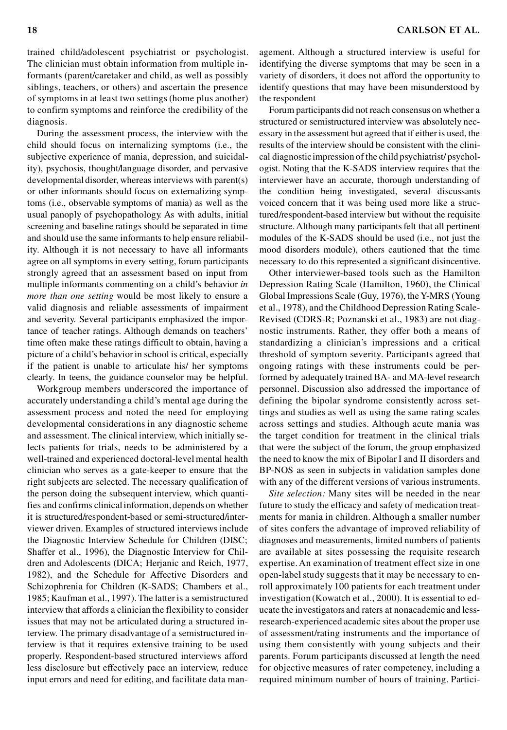trained child/adolescent psychiatrist or psychologist. The clinician must obtain information from multiple informants (parent/caretaker and child, as well as possibly siblings, teachers, or others) and ascertain the presence of symptoms in at least two settings (home plus another) to confirm symptoms and reinforce the credibility of the diagnosis.

During the assessment process, the interview with the child should focus on internalizing symptoms (i.e., the subjective experience of mania, depression, and suicidality), psychosis, thought/language disorder, and pervasive developmental disorder, whereas interviews with parent(s) or other informants should focus on externalizing symptoms (i.e., observable symptoms of mania) as well as the usual panoply of psychopathology. As with adults, initial screening and baseline ratings should be separated in time and should use the same informants to help ensure reliability. Although it is not necessary to have all informants agree on all symptoms in every setting, forum participants strongly agreed that an assessment based on input from multiple informants commenting on a child's behavior *in more than one setting* would be most likely to ensure a valid diagnosis and reliable assessments of impairment and severity. Several participants emphasized the importance of teacher ratings. Although demands on teachers' time often make these ratings difficult to obtain, having a picture of a child's behavior in school is critical, especially if the patient is unable to articulate his/ her symptoms clearly. In teens, the guidance counselor may be helpful.

Workgroup members underscored the importance of accurately understanding a child's mental age during the assessment process and noted the need for employing developmental considerations in any diagnostic scheme and assessment. The clinical interview, which initially selects patients for trials, needs to be administered by a well-trained and experienced doctoral-level mental health clinician who serves as a gate-keeper to ensure that the right subjects are selected. The necessary qualification of the person doing the subsequent interview, which quantifies and confirms clinical information, depends on whether it is structured/respondent-based or semi-structured/interviewer driven. Examples of structured interviews include the Diagnostic Interview Schedule for Children (DISC; Shaffer et al., 1996), the Diagnostic Interview for Children and Adolescents (DICA; Herjanic and Reich, 1977, 1982), and the Schedule for Affective Disorders and Schizophrenia for Children (K-SADS; Chambers et al., 1985; Kaufman et al., 1997). The latter is a semistructured interview that affords a clinician the flexibility to consider issues that may not be articulated during a structured interview. The primary disadvantage of a semistructured interview is that it requires extensive training to be used properly. Respondent-based structured interviews afford less disclosure but effectively pace an interview, reduce input errors and need for editing, and facilitate data management. Although a structured interview is useful for identifying the diverse symptoms that may be seen in a variety of disorders, it does not afford the opportunity to identify questions that may have been misunderstood by the respondent

Forum participants did not reach consensus on whether a structured or semistructured interview was absolutely necessary in the assessment but agreed that if either is used, the results of the interview should be consistent with the clinical diagnostic impression of the child psychiatrist/ psychologist. Noting that the K-SADS interview requires that the interviewer have an accurate, thorough understanding of the condition being investigated, several discussants voiced concern that it was being used more like a structured/respondent-based interview but without the requisite structure. Although many participants felt that all pertinent modules of the K-SADS should be used (i.e., not just the mood disorders module), others cautioned that the time necessary to do this represented a significant disincentive.

Other interviewer-based tools such as the Hamilton Depression Rating Scale (Hamilton, 1960), the Clinical Global Impressions Scale (Guy, 1976), the Y-MRS (Young et al., 1978), and the Childhood Depression Rating Scale-Revised (CDRS-R; Poznanski et al., 1983) are not diagnostic instruments. Rather, they offer both a means of standardizing a clinician's impressions and a critical threshold of symptom severity. Participants agreed that ongoing ratings with these instruments could be performed by adequately trained BA- and MA-level research personnel. Discussion also addressed the importance of defining the bipolar syndrome consistently across settings and studies as well as using the same rating scales across settings and studies. Although acute mania was the target condition for treatment in the clinical trials that were the subject of the forum, the group emphasized the need to know the mix of Bipolar I and II disorders and BP-NOS as seen in subjects in validation samples done with any of the different versions of various instruments.

*Site selection:* Many sites will be needed in the near future to study the efficacy and safety of medication treatments for mania in children. Although a smaller number of sites confers the advantage of improved reliability of diagnoses and measurements, limited numbers of patients are available at sites possessing the requisite research expertise. An examination of treatment effect size in one open-label study suggests that it may be necessary to enroll approximately 100 patients for each treatment under investigation (Kowatch et al., 2000). It is essential to educate the investigators and raters at nonacademic and less-research-experienced academic sites about the proper use of assessment/rating instruments and the importance of using them consistently with young subjects and their parents. Forum participants discussed at length the need for objective measures of rater competency, including a required minimum number of hours of training. Partici-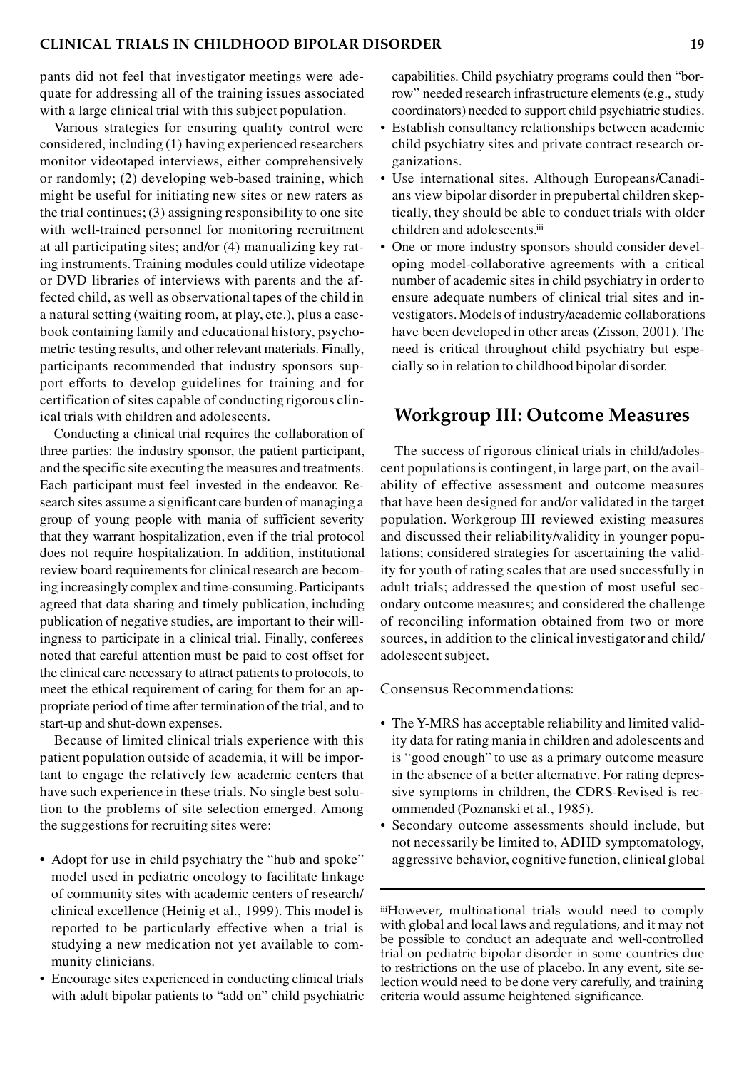pants did not feel that investigator meetings were adequate for addressing all of the training issues associated with a large clinical trial with this subject population.

Various strategies for ensuring quality control were considered, including (1) having experienced researchers monitor videotaped interviews, either comprehensively or randomly; (2) developing web-based training, which might be useful for initiating new sites or new raters as the trial continues; (3) assigning responsibility to one site with well-trained personnel for monitoring recruitment at all participating sites; and/or (4) manualizing key rating instruments. Training modules could utilize videotape or DVD libraries of interviews with parents and the affected child, as well as observational tapes of the child in a natural setting (waiting room, at play, etc.), plus a casebook containing family and educational history, psychometric testing results, and other relevant materials. Finally, participants recommended that industry sponsors support efforts to develop guidelines for training and for certification of sites capable of conducting rigorous clinical trials with children and adolescents.

Conducting a clinical trial requires the collaboration of three parties: the industry sponsor, the patient participant, and the specific site executing the measures and treatments. Each participant must feel invested in the endeavor. Research sites assume a significant care burden of managing a group of young people with mania of sufficient severity that they warrant hospitalization, even if the trial protocol does not require hospitalization. In addition, institutional review board requirements for clinical research are becoming increasingly complex and time-consuming. Participants agreed that data sharing and timely publication, including publication of negative studies, are important to their willingness to participate in a clinical trial. Finally, conferees noted that careful attention must be paid to cost offset for the clinical care necessary to attract patients to protocols, to meet the ethical requirement of caring for them for an appropriate period of time after termination of the trial, and to start-up and shut-down expenses.

Because of limited clinical trials experience with this patient population outside of academia, it will be important to engage the relatively few academic centers that have such experience in these trials. No single best solution to the problems of site selection emerged. Among the suggestions for recruiting sites were:

- Adopt for use in child psychiatry the "hub and spoke" model used in pediatric oncology to facilitate linkage of community sites with academic centers of research/clinical excellence (Heinig et al., 1999). This model is reported to be particularly effective when a trial is studying a new medication not yet available to community clinicians.
- Encourage sites experienced in conducting clinical trials with adult bipolar patients to "add on" child psychiatric capabilities. Child psychiatry programs could then "borrow" needed research infrastructure elements (e.g., study coordinators) needed to support child psychiatric studies.
- Establish consultancy relationships between academic child psychiatry sites and private contract research organizations.
- Use international sites. Although Europeans/Canadians view bipolar disorder in prepubertal children skeptically, they should be able to conduct trials with older children and adolescents.[iii]
- One or more industry sponsors should consider developing model-collaborative agreements with a critical number of academic sites in child psychiatry in order to ensure adequate numbers of clinical trial sites and investigators. Models of industry/academic collaborations have been developed in other areas (Zisson, 2001). The need is critical throughout child psychiatry but especially so in relation to childhood bipolar disorder.

## Workgroup III: Outcome Measures

The success of rigorous clinical trials in child/adolescent populations is contingent, in large part, on the availability of effective assessment and outcome measures that have been designed for and/or validated in the target population. Workgroup III reviewed existing measures and discussed their reliability/validity in younger populations; considered strategies for ascertaining the validity for youth of rating scales that are used successfully in adult trials; addressed the question of most useful secondary outcome measures; and considered the challenge of reconciling information obtained from two or more sources, in addition to the clinical investigator and child/adolescent subject.

Consensus Recommendations:

- The Y-MRS has acceptable reliability and limited validity data for rating mania in children and adolescents and is "good enough" to use as a primary outcome measure in the absence of a better alternative. For rating depressive symptoms in children, the CDRS-Revised is recommended (Poznanski et al., 1985).
- Secondary outcome assessments should include, but not necessarily be limited to, ADHD symptomatology, aggressive behavior, cognitive function, clinical global

[iii]However, multinational trials would need to comply with global and local laws and regulations, and it may not be possible to conduct an adequate and well-controlled trial on pediatric bipolar disorder in some countries due to restrictions on the use of placebo. In any event, site selection would need to be done very carefully, and training criteria would assume heightened significance.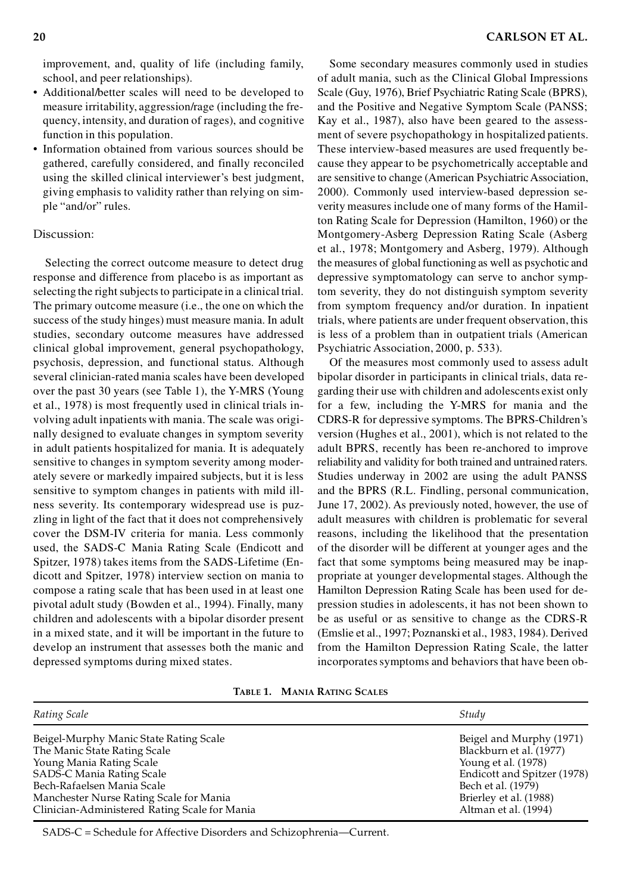improvement, and, quality of life (including family, school, and peer relationships).

- Additional/better scales will need to be developed to measure irritability, aggression/rage (including the frequency, intensity, and duration of rages), and cognitive function in this population.
- Information obtained from various sources should be gathered, carefully considered, and finally reconciled using the skilled clinical interviewer's best judgment, giving emphasis to validity rather than relying on simple "and/or" rules.

## Discussion:

Selecting the correct outcome measure to detect drug response and difference from placebo is as important as selecting the right subjects to participate in a clinical trial. The primary outcome measure (i.e., the one on which the success of the study hinges) must measure mania. In adult studies, secondary outcome measures have addressed clinical global improvement, general psychopathology, psychosis, depression, and functional status. Although several clinician-rated mania scales have been developed over the past 30 years (see Table 1), the Y-MRS (Young et al., 1978) is most frequently used in clinical trials involving adult inpatients with mania. The scale was originally designed to evaluate changes in symptom severity in adult patients hospitalized for mania. It is adequately sensitive to changes in symptom severity among moderately severe or markedly impaired subjects, but it is less sensitive to symptom changes in patients with mild illness severity. Its contemporary widespread use is puzzling in light of the fact that it does not comprehensively cover the DSM-IV criteria for mania. Less commonly used, the SADS-C Mania Rating Scale (Endicott and Spitzer, 1978) takes items from the SADS-Lifetime (Endicott and Spitzer, 1978) interview section on mania to compose a rating scale that has been used in at least one pivotal adult study (Bowden et al., 1994). Finally, many children and adolescents with a bipolar disorder present in a mixed state, and it will be important in the future to develop an instrument that assesses both the manic and depressed symptoms during mixed states.

Some secondary measures commonly used in studies of adult mania, such as the Clinical Global Impressions Scale (Guy, 1976), Brief Psychiatric Rating Scale (BPRS), and the Positive and Negative Symptom Scale (PANSS; Kay et al., 1987), also have been geared to the assessment of severe psychopathology in hospitalized patients. These interview-based measures are used frequently because they appear to be psychometrically acceptable and are sensitive to change (American Psychiatric Association, 2000). Commonly used interview-based depression severity measures include one of many forms of the Hamilton Rating Scale for Depression (Hamilton, 1960) or the Montgomery-Asberg Depression Rating Scale (Asberg et al., 1978; Montgomery and Asberg, 1979). Although the measures of global functioning as well as psychotic and depressive symptomatology can serve to anchor symptom severity, they do not distinguish symptom severity from symptom frequency and/or duration. In inpatient trials, where patients are under frequent observation, this is less of a problem than in outpatient trials (American Psychiatric Association, 2000, p. 533).

Of the measures most commonly used to assess adult bipolar disorder in participants in clinical trials, data regarding their use with children and adolescents exist only for a few, including the Y-MRS for mania and the CDRS-R for depressive symptoms. The BPRS-Children's version (Hughes et al., 2001), which is not related to the adult BPRS, recently has been re-anchored to improve reliability and validity for both trained and untrained raters. Studies underway in 2002 are using the adult PANSS and the BPRS (R.L. Findling, personal communication, June 17, 2002). As previously noted, however, the use of adult measures with children is problematic for several reasons, including the likelihood that the presentation of the disorder will be different at younger ages and the fact that some symptoms being measured may be inappropriate at younger developmental stages. Although the Hamilton Depression Rating Scale has been used for depression studies in adolescents, it has not been shown to be as useful or as sensitive to change as the CDRS-R (Emslie et al., 1997; Poznanski et al., 1983, 1984). Derived from the Hamilton Depression Rating Scale, the latter incorporates symptoms and behaviors that have been ob-

**Table 1. Mania Rating Scales**

| *Rating Scale* | *Study* |
|---|---|
| Beigel-Murphy Manic State Rating Scale | Beigel and Murphy (1971) |
| The Manic State Rating Scale | Blackburn et al. (1977) |
| Young Mania Rating Scale | Young et al. (1978) |
| SADS-C Mania Rating Scale | Endicott and Spitzer (1978) |
| Bech-Rafaelsen Mania Scale | Bech et al. (1979) |
| Manchester Nurse Rating Scale for Mania | Brierley et al. (1988) |
| Clinician-Administered Rating Scale for Mania | Altman et al. (1994) |

SADS-C = Schedule for Affective Disorders and Schizophrenia—Current.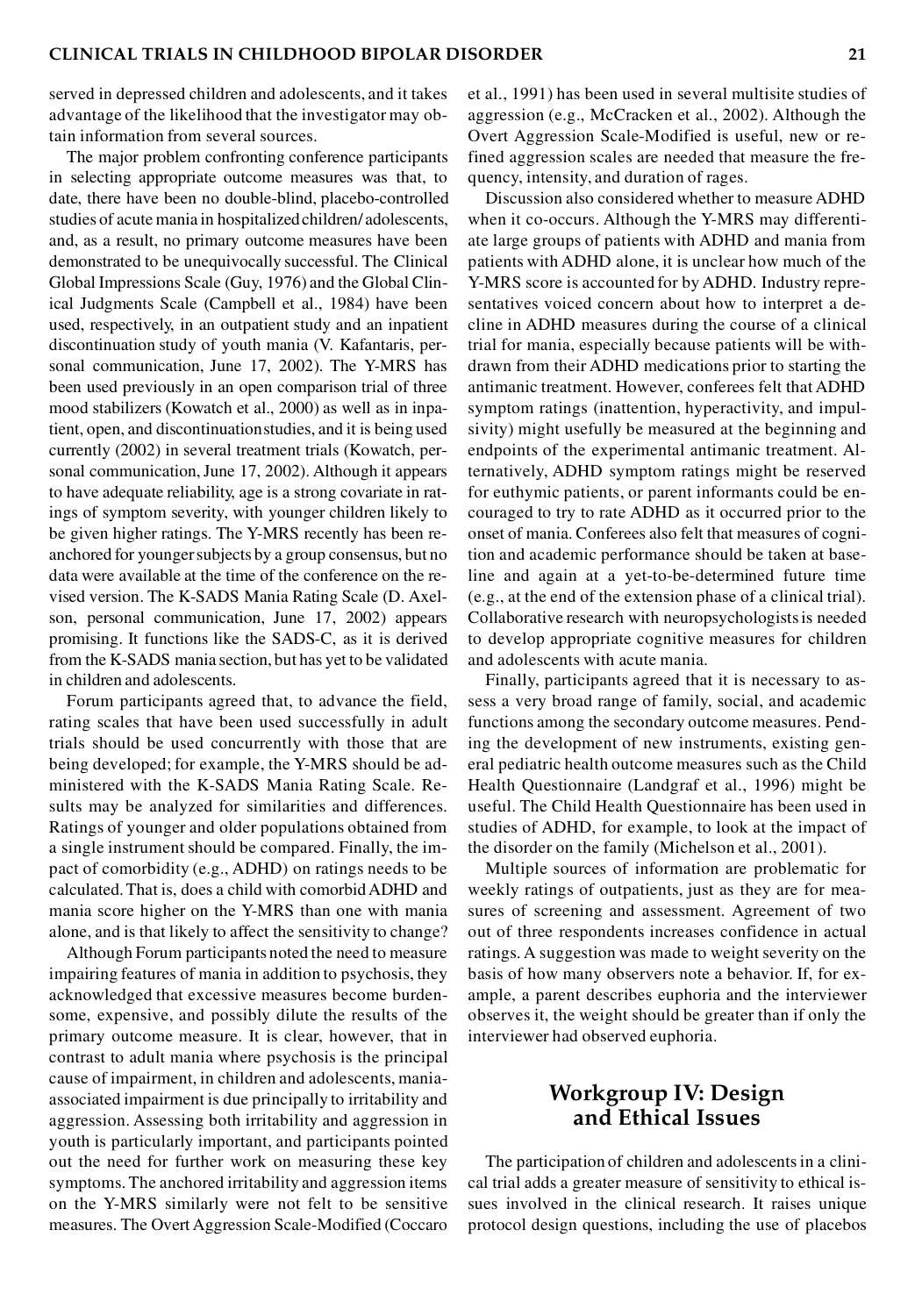served in depressed children and adolescents, and it takes advantage of the likelihood that the investigator may obtain information from several sources.

The major problem confronting conference participants in selecting appropriate outcome measures was that, to date, there have been no double-blind, placebo-controlled studies of acute mania in hospitalized children/adolescents, and, as a result, no primary outcome measures have been demonstrated to be unequivocally successful. The Clinical Global Impressions Scale (Guy, 1976) and the Global Clinical Judgments Scale (Campbell et al., 1984) have been used, respectively, in an outpatient study and an inpatient discontinuation study of youth mania (V. Kafantaris, personal communication, June 17, 2002). The Y-MRS has been used previously in an open comparison trial of three mood stabilizers (Kowatch et al., 2000) as well as in inpatient, open, and discontinuation studies, and it is being used currently (2002) in several treatment trials (Kowatch, personal communication, June 17, 2002). Although it appears to have adequate reliability, age is a strong covariate in ratings of symptom severity, with younger children likely to be given higher ratings. The Y-MRS recently has been reanchored for younger subjects by a group consensus, but no data were available at the time of the conference on the revised version. The K-SADS Mania Rating Scale (D. Axelson, personal communication, June 17, 2002) appears promising. It functions like the SADS-C, as it is derived from the K-SADS mania section, but has yet to be validated in children and adolescents.

Forum participants agreed that, to advance the field, rating scales that have been used successfully in adult trials should be used concurrently with those that are being developed; for example, the Y-MRS should be administered with the K-SADS Mania Rating Scale. Results may be analyzed for similarities and differences. Ratings of younger and older populations obtained from a single instrument should be compared. Finally, the impact of comorbidity (e.g., ADHD) on ratings needs to be calculated. That is, does a child with comorbid ADHD and mania score higher on the Y-MRS than one with mania alone, and is that likely to affect the sensitivity to change?

Although Forum participants noted the need to measure impairing features of mania in addition to psychosis, they acknowledged that excessive measures become burdensome, expensive, and possibly dilute the results of the primary outcome measure. It is clear, however, that in contrast to adult mania where psychosis is the principal cause of impairment, in children and adolescents, mania-associated impairment is due principally to irritability and aggression. Assessing both irritability and aggression in youth is particularly important, and participants pointed out the need for further work on measuring these key symptoms. The anchored irritability and aggression items on the Y-MRS similarly were not felt to be sensitive measures. The Overt Aggression Scale-Modified (Coccaro et al., 1991) has been used in several multisite studies of aggression (e.g., McCracken et al., 2002). Although the Overt Aggression Scale-Modified is useful, new or refined aggression scales are needed that measure the frequency, intensity, and duration of rages.

Discussion also considered whether to measure ADHD when it co-occurs. Although the Y-MRS may differentiate large groups of patients with ADHD and mania from patients with ADHD alone, it is unclear how much of the Y-MRS score is accounted for by ADHD. Industry representatives voiced concern about how to interpret a decline in ADHD measures during the course of a clinical trial for mania, especially because patients will be withdrawn from their ADHD medications prior to starting the antimanic treatment. However, conferees felt that ADHD symptom ratings (inattention, hyperactivity, and impulsivity) might usefully be measured at the beginning and endpoints of the experimental antimanic treatment. Alternatively, ADHD symptom ratings might be reserved for euthymic patients, or parent informants could be encouraged to try to rate ADHD as it occurred prior to the onset of mania. Conferees also felt that measures of cognition and academic performance should be taken at baseline and again at a yet-to-be-determined future time (e.g., at the end of the extension phase of a clinical trial). Collaborative research with neuropsychologists is needed to develop appropriate cognitive measures for children and adolescents with acute mania.

Finally, participants agreed that it is necessary to assess a very broad range of family, social, and academic functions among the secondary outcome measures. Pending the development of new instruments, existing general pediatric health outcome measures such as the Child Health Questionnaire (Landgraf et al., 1996) might be useful. The Child Health Questionnaire has been used in studies of ADHD, for example, to look at the impact of the disorder on the family (Michelson et al., 2001).

Multiple sources of information are problematic for weekly ratings of outpatients, just as they are for measures of screening and assessment. Agreement of two out of three respondents increases confidence in actual ratings. A suggestion was made to weight severity on the basis of how many observers note a behavior. If, for example, a parent describes euphoria and the interviewer observes it, the weight should be greater than if only the interviewer had observed euphoria.

## Workgroup IV: Design and Ethical Issues

The participation of children and adolescents in a clinical trial adds a greater measure of sensitivity to ethical issues involved in the clinical research. It raises unique protocol design questions, including the use of placebos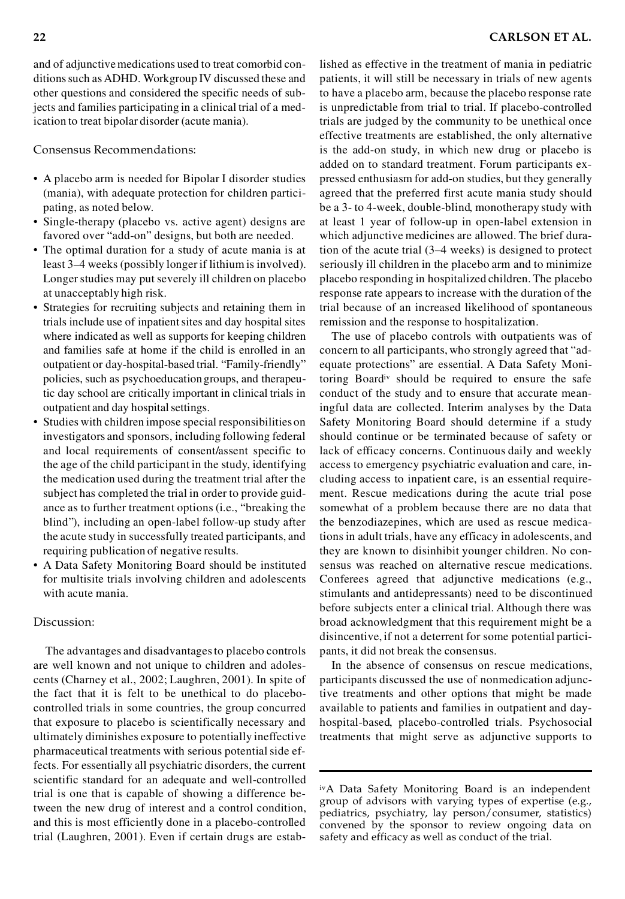and of adjunctive medications used to treat comorbid conditions such as ADHD. Workgroup IV discussed these and other questions and considered the specific needs of subjects and families participating in a clinical trial of a medication to treat bipolar disorder (acute mania).

### Consensus Recommendations:

- A placebo arm is needed for Bipolar I disorder studies (mania), with adequate protection for children participating, as noted below.
- Single-therapy (placebo vs. active agent) designs are favored over "add-on" designs, but both are needed.
- The optimal duration for a study of acute mania is at least 3–4 weeks (possibly longer if lithium is involved). Longer studies may put severely ill children on placebo at unacceptably high risk.
- Strategies for recruiting subjects and retaining them in trials include use of inpatient sites and day hospital sites where indicated as well as supports for keeping children and families safe at home if the child is enrolled in an outpatient or day-hospital-based trial. "Family-friendly" policies, such as psychoeducation groups, and therapeutic day school are critically important in clinical trials in outpatient and day hospital settings.
- Studies with children impose special responsibilities on investigators and sponsors, including following federal and local requirements of consent/assent specific to the age of the child participant in the study, identifying the medication used during the treatment trial after the subject has completed the trial in order to provide guidance as to further treatment options (i.e., "breaking the blind"), including an open-label follow-up study after the acute study in successfully treated participants, and requiring publication of negative results.
- A Data Safety Monitoring Board should be instituted for multisite trials involving children and adolescents with acute mania.

### Discussion:

The advantages and disadvantages to placebo controls are well known and not unique to children and adolescents (Charney et al., 2002; Laughren, 2001). In spite of the fact that it is felt to be unethical to do placebo-controlled trials in some countries, the group concurred that exposure to placebo is scientifically necessary and ultimately diminishes exposure to potentially ineffective pharmaceutical treatments with serious potential side effects. For essentially all psychiatric disorders, the current scientific standard for an adequate and well-controlled trial is one that is capable of showing a difference between the new drug of interest and a control condition, and this is most efficiently done in a placebo-controlled trial (Laughren, 2001). Even if certain drugs are established as effective in the treatment of mania in pediatric patients, it will still be necessary in trials of new agents to have a placebo arm, because the placebo response rate is unpredictable from trial to trial. If placebo-controlled trials are judged by the community to be unethical once effective treatments are established, the only alternative is the add-on study, in which new drug or placebo is added on to standard treatment. Forum participants expressed enthusiasm for add-on studies, but they generally agreed that the preferred first acute mania study should be a 3- to 4-week, double-blind, monotherapy study with at least 1 year of follow-up in open-label extension in which adjunctive medicines are allowed. The brief duration of the acute trial (3–4 weeks) is designed to protect seriously ill children in the placebo arm and to minimize placebo responding in hospitalized children. The placebo response rate appears to increase with the duration of the trial because of an increased likelihood of spontaneous remission and the response to hospitalization.

The use of placebo controls with outpatients was of concern to all participants, who strongly agreed that "adequate protections" are essential. A Data Safety Monitoring Board[iv] should be required to ensure the safe conduct of the study and to ensure that accurate meaningful data are collected. Interim analyses by the Data Safety Monitoring Board should determine if a study should continue or be terminated because of safety or lack of efficacy concerns. Continuous daily and weekly access to emergency psychiatric evaluation and care, including access to inpatient care, is an essential requirement. Rescue medications during the acute trial pose somewhat of a problem because there are no data that the benzodiazepines, which are used as rescue medications in adult trials, have any efficacy in adolescents, and they are known to disinhibit younger children. No consensus was reached on alternative rescue medications. Conferees agreed that adjunctive medications (e.g., stimulants and antidepressants) need to be discontinued before subjects enter a clinical trial. Although there was broad acknowledgment that this requirement might be a disincentive, if not a deterrent for some potential participants, it did not break the consensus.

In the absence of consensus on rescue medications, participants discussed the use of nonmedication adjunctive treatments and other options that might be made available to patients and families in outpatient and day-hospital-based, placebo-controlled trials. Psychosocial treatments that might serve as adjunctive supports to

---

[iv]A Data Safety Monitoring Board is an independent group of advisors with varying types of expertise (e.g., pediatrics, psychiatry, lay person/consumer, statistics) convened by the sponsor to review ongoing data on safety and efficacy as well as conduct of the trial.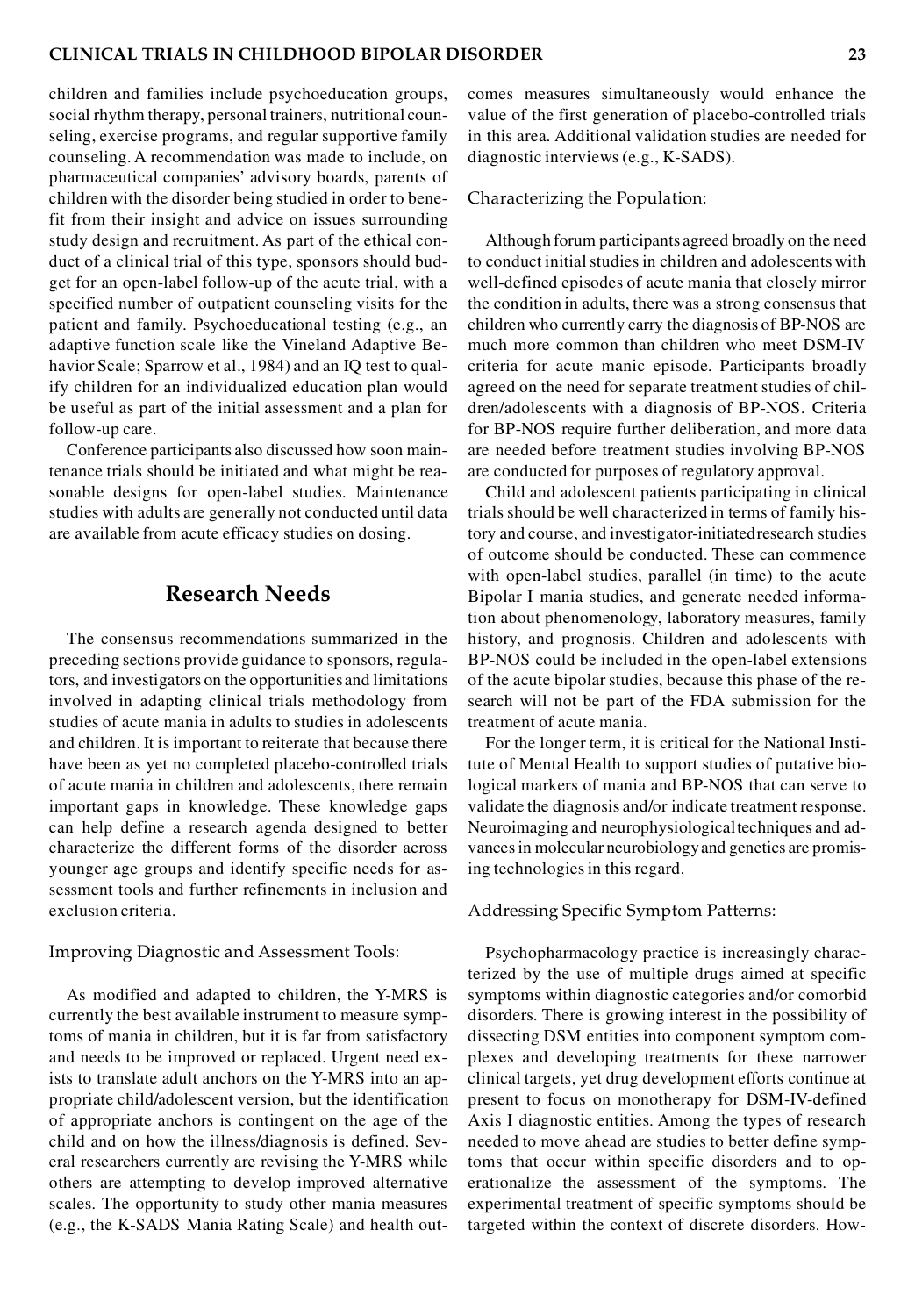children and families include psychoeducation groups, social rhythm therapy, personal trainers, nutritional counseling, exercise programs, and regular supportive family counseling. A recommendation was made to include, on pharmaceutical companies' advisory boards, parents of children with the disorder being studied in order to benefit from their insight and advice on issues surrounding study design and recruitment. As part of the ethical conduct of a clinical trial of this type, sponsors should budget for an open-label follow-up of the acute trial, with a specified number of outpatient counseling visits for the patient and family. Psychoeducational testing (e.g., an adaptive function scale like the Vineland Adaptive Behavior Scale; Sparrow et al., 1984) and an IQ test to qualify children for an individualized education plan would be useful as part of the initial assessment and a plan for follow-up care.

Conference participants also discussed how soon maintenance trials should be initiated and what might be reasonable designs for open-label studies. Maintenance studies with adults are generally not conducted until data are available from acute efficacy studies on dosing.

## Research Needs

The consensus recommendations summarized in the preceding sections provide guidance to sponsors, regulators, and investigators on the opportunities and limitations involved in adapting clinical trials methodology from studies of acute mania in adults to studies in adolescents and children. It is important to reiterate that because there have been as yet no completed placebo-controlled trials of acute mania in children and adolescents, there remain important gaps in knowledge. These knowledge gaps can help define a research agenda designed to better characterize the different forms of the disorder across younger age groups and identify specific needs for assessment tools and further refinements in inclusion and exclusion criteria.

### Improving Diagnostic and Assessment Tools:

As modified and adapted to children, the Y-MRS is currently the best available instrument to measure symptoms of mania in children, but it is far from satisfactory and needs to be improved or replaced. Urgent need exists to translate adult anchors on the Y-MRS into an appropriate child/adolescent version, but the identification of appropriate anchors is contingent on the age of the child and on how the illness/diagnosis is defined. Several researchers currently are revising the Y-MRS while others are attempting to develop improved alternative scales. The opportunity to study other mania measures (e.g., the K-SADS Mania Rating Scale) and health outcomes measures simultaneously would enhance the value of the first generation of placebo-controlled trials in this area. Additional validation studies are needed for diagnostic interviews (e.g., K-SADS).

### Characterizing the Population:

Although forum participants agreed broadly on the need to conduct initial studies in children and adolescents with well-defined episodes of acute mania that closely mirror the condition in adults, there was a strong consensus that children who currently carry the diagnosis of BP-NOS are much more common than children who meet DSM-IV criteria for acute manic episode. Participants broadly agreed on the need for separate treatment studies of children/adolescents with a diagnosis of BP-NOS. Criteria for BP-NOS require further deliberation, and more data are needed before treatment studies involving BP-NOS are conducted for purposes of regulatory approval.

Child and adolescent patients participating in clinical trials should be well characterized in terms of family history and course, and investigator-initiated research studies of outcome should be conducted. These can commence with open-label studies, parallel (in time) to the acute Bipolar I mania studies, and generate needed information about phenomenology, laboratory measures, family history, and prognosis. Children and adolescents with BP-NOS could be included in the open-label extensions of the acute bipolar studies, because this phase of the research will not be part of the FDA submission for the treatment of acute mania.

For the longer term, it is critical for the National Institute of Mental Health to support studies of putative biological markers of mania and BP-NOS that can serve to validate the diagnosis and/or indicate treatment response. Neuroimaging and neurophysiological techniques and advances in molecular neurobiology and genetics are promising technologies in this regard.

### Addressing Specific Symptom Patterns:

Psychopharmacology practice is increasingly characterized by the use of multiple drugs aimed at specific symptoms within diagnostic categories and/or comorbid disorders. There is growing interest in the possibility of dissecting DSM entities into component symptom complexes and developing treatments for these narrower clinical targets, yet drug development efforts continue at present to focus on monotherapy for DSM-IV-defined Axis I diagnostic entities. Among the types of research needed to move ahead are studies to better define symptoms that occur within specific disorders and to operationalize the assessment of the symptoms. The experimental treatment of specific symptoms should be targeted within the context of discrete disorders. How-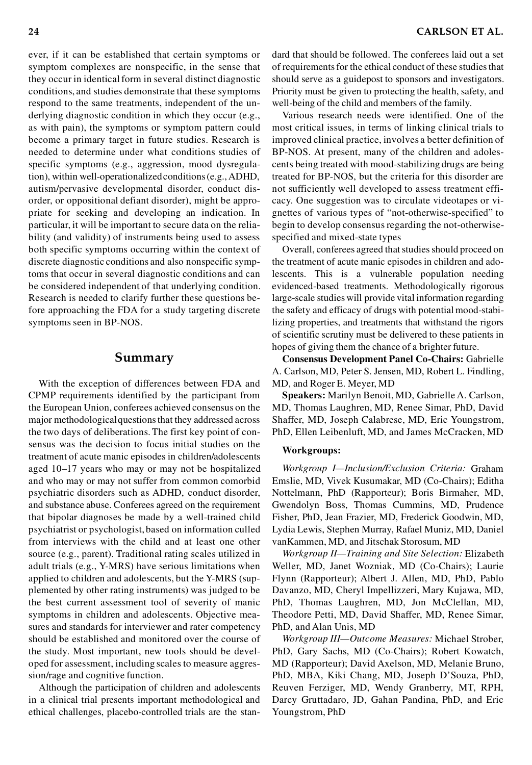ever, if it can be established that certain symptoms or symptom complexes are nonspecific, in the sense that they occur in identical form in several distinct diagnostic conditions, and studies demonstrate that these symptoms respond to the same treatments, independent of the underlying diagnostic condition in which they occur (e.g., as with pain), the symptoms or symptom pattern could become a primary target in future studies. Research is needed to determine under what conditions studies of specific symptoms (e.g., aggression, mood dysregulation), within well-operationalized conditions (e.g., ADHD, autism/pervasive developmental disorder, conduct disorder, or oppositional defiant disorder), might be appropriate for seeking and developing an indication. In particular, it will be important to secure data on the reliability (and validity) of instruments being used to assess both specific symptoms occurring within the context of discrete diagnostic conditions and also nonspecific symptoms that occur in several diagnostic conditions and can be considered independent of that underlying condition. Research is needed to clarify further these questions before approaching the FDA for a study targeting discrete symptoms seen in BP-NOS.

## Summary

With the exception of differences between FDA and CPMP requirements identified by the participant from the European Union, conferees achieved consensus on the major methodological questions that they addressed across the two days of deliberations. The first key point of consensus was the decision to focus initial studies on the treatment of acute manic episodes in children/adolescents aged 10–17 years who may or may not be hospitalized and who may or may not suffer from common comorbid psychiatric disorders such as ADHD, conduct disorder, and substance abuse. Conferees agreed on the requirement that bipolar diagnoses be made by a well-trained child psychiatrist or psychologist, based on information culled from interviews with the child and at least one other source (e.g., parent). Traditional rating scales utilized in adult trials (e.g., Y-MRS) have serious limitations when applied to children and adolescents, but the Y-MRS (supplemented by other rating instruments) was judged to be the best current assessment tool of severity of manic symptoms in children and adolescents. Objective measures and standards for interviewer and rater competency should be established and monitored over the course of the study. Most important, new tools should be developed for assessment, including scales to measure aggression/rage and cognitive function.

Although the participation of children and adolescents in a clinical trial presents important methodological and ethical challenges, placebo-controlled trials are the standard that should be followed. The conferees laid out a set of requirements for the ethical conduct of these studies that should serve as a guidepost to sponsors and investigators. Priority must be given to protecting the health, safety, and well-being of the child and members of the family.

Various research needs were identified. One of the most critical issues, in terms of linking clinical trials to improved clinical practice, involves a better definition of BP-NOS. At present, many of the children and adolescents being treated with mood-stabilizing drugs are being treated for BP-NOS, but the criteria for this disorder are not sufficiently well developed to assess treatment efficacy. One suggestion was to circulate videotapes or vignettes of various types of "not-otherwise-specified" to begin to develop consensus regarding the not-otherwise-specified and mixed-state types

Overall, conferees agreed that studies should proceed on the treatment of acute manic episodes in children and adolescents. This is a vulnerable population needing evidenced-based treatments. Methodologically rigorous large-scale studies will provide vital information regarding the safety and efficacy of drugs with potential mood-stabilizing properties, and treatments that withstand the rigors of scientific scrutiny must be delivered to these patients in hopes of giving them the chance of a brighter future.

**Consensus Development Panel Co-Chairs:** Gabrielle A. Carlson, MD, Peter S. Jensen, MD, Robert L. Findling, MD, and Roger E. Meyer, MD

**Speakers:** Marilyn Benoit, MD, Gabrielle A. Carlson, MD, Thomas Laughren, MD, Renee Simar, PhD, David Shaffer, MD, Joseph Calabrese, MD, Eric Youngstrom, PhD, Ellen Leibenluft, MD, and James McCracken, MD

**Workgroups:**

*Workgroup I—Inclusion/Exclusion Criteria:* Graham Emslie, MD, Vivek Kusumakar, MD (Co-Chairs); Editha Nottelmann, PhD (Rapporteur); Boris Birmaher, MD, Gwendolyn Boss, Thomas Cummins, MD, Prudence Fisher, PhD, Jean Frazier, MD, Frederick Goodwin, MD, Lydia Lewis, Stephen Murray, Rafael Muniz, MD, Daniel vanKammen, MD, and Jitschak Storosum, MD

*Workgroup II—Training and Site Selection:* Elizabeth Weller, MD, Janet Wozniak, MD (Co-Chairs); Laurie Flynn (Rapporteur); Albert J. Allen, MD, PhD, Pablo Davanzo, MD, Cheryl Impellizzeri, Mary Kujawa, MD, PhD, Thomas Laughren, MD, Jon McClellan, MD, Theodore Petti, MD, David Shaffer, MD, Renee Simar, PhD, and Alan Unis, MD

*Workgroup III—Outcome Measures:* Michael Strober, PhD, Gary Sachs, MD (Co-Chairs); Robert Kowatch, MD (Rapporteur); David Axelson, MD, Melanie Bruno, PhD, MBA, Kiki Chang, MD, Joseph D'Souza, PhD, Reuven Ferziger, MD, Wendy Granberry, MT, RPH, Darcy Gruttadaro, JD, Gahan Pandina, PhD, and Eric Youngstrom, PhD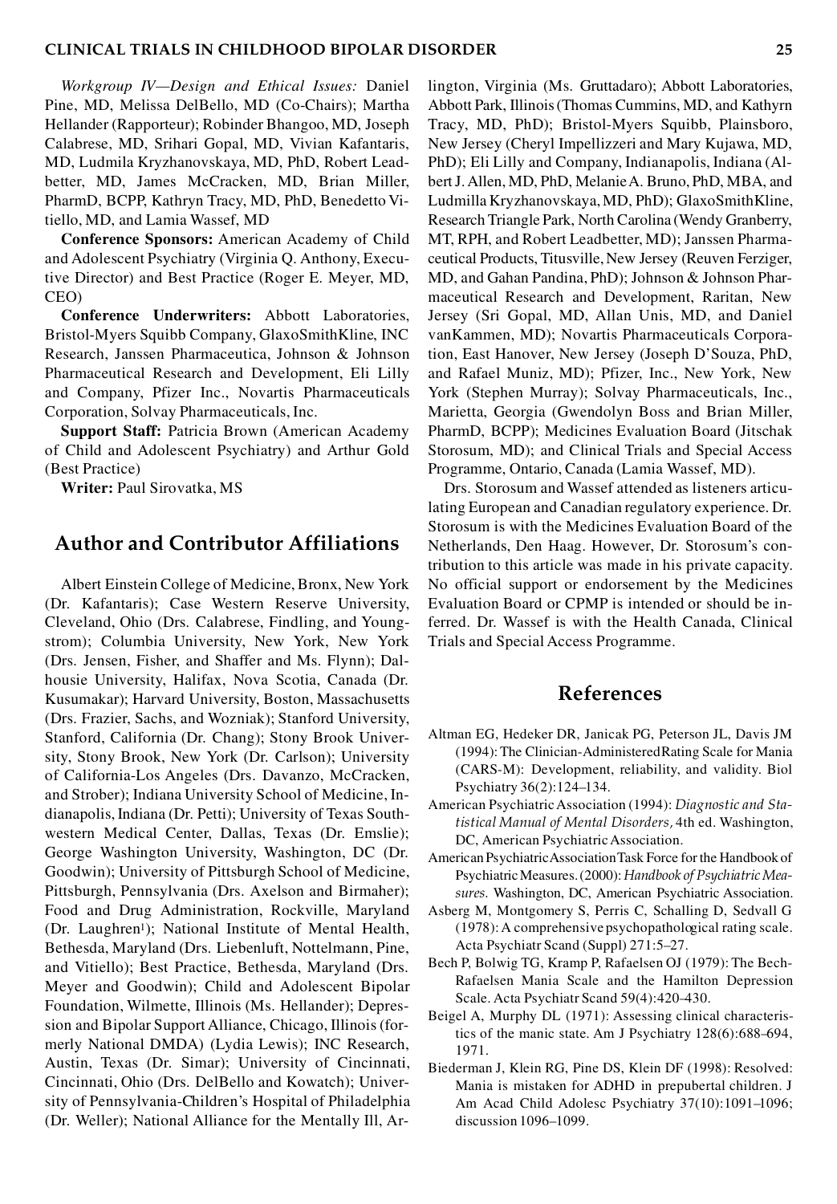*Workgroup IV—Design and Ethical Issues:* Daniel Pine, MD, Melissa DelBello, MD (Co-Chairs); Martha Hellander (Rapporteur); Robinder Bhangoo, MD, Joseph Calabrese, MD, Srihari Gopal, MD, Vivian Kafantaris, MD, Ludmila Kryzhanovskaya, MD, PhD, Robert Leadbetter, MD, James McCracken, MD, Brian Miller, PharmD, BCPP, Kathryn Tracy, MD, PhD, Benedetto Vitiello, MD, and Lamia Wassef, MD

**Conference Sponsors:** American Academy of Child and Adolescent Psychiatry (Virginia Q. Anthony, Executive Director) and Best Practice (Roger E. Meyer, MD, CEO)

**Conference Underwriters:** Abbott Laboratories, Bristol-Myers Squibb Company, GlaxoSmithKline, INC Research, Janssen Pharmaceutica, Johnson & Johnson Pharmaceutical Research and Development, Eli Lilly and Company, Pfizer Inc., Novartis Pharmaceuticals Corporation, Solvay Pharmaceuticals, Inc.

**Support Staff:** Patricia Brown (American Academy of Child and Adolescent Psychiatry) and Arthur Gold (Best Practice)

**Writer:** Paul Sirovatka, MS

## Author and Contributor Affiliations

Albert Einstein College of Medicine, Bronx, New York (Dr. Kafantaris); Case Western Reserve University, Cleveland, Ohio (Drs. Calabrese, Findling, and Youngstrom); Columbia University, New York, New York (Drs. Jensen, Fisher, and Shaffer and Ms. Flynn); Dalhousie University, Halifax, Nova Scotia, Canada (Dr. Kusumakar); Harvard University, Boston, Massachusetts (Drs. Frazier, Sachs, and Wozniak); Stanford University, Stanford, California (Dr. Chang); Stony Brook University, Stony Brook, New York (Dr. Carlson); University of California-Los Angeles (Drs. Davanzo, McCracken, and Strober); Indiana University School of Medicine, Indianapolis, Indiana (Dr. Petti); University of Texas Southwestern Medical Center, Dallas, Texas (Dr. Emslie); George Washington University, Washington, DC (Dr. Goodwin); University of Pittsburgh School of Medicine, Pittsburgh, Pennsylvania (Drs. Axelson and Birmaher); Food and Drug Administration, Rockville, Maryland (Dr. Laughren[1]); National Institute of Mental Health, Bethesda, Maryland (Drs. Liebenluft, Nottelmann, Pine, and Vitiello); Best Practice, Bethesda, Maryland (Drs. Meyer and Goodwin); Child and Adolescent Bipolar Foundation, Wilmette, Illinois (Ms. Hellander); Depression and Bipolar Support Alliance, Chicago, Illinois (formerly National DMDA) (Lydia Lewis); INC Research, Austin, Texas (Dr. Simar); University of Cincinnati, Cincinnati, Ohio (Drs. DelBello and Kowatch); University of Pennsylvania-Children's Hospital of Philadelphia (Dr. Weller); National Alliance for the Mentally Ill, Arlington, Virginia (Ms. Gruttadaro); Abbott Laboratories, Abbott Park, Illinois (Thomas Cummins, MD, and Kathyrn Tracy, MD, PhD); Bristol-Myers Squibb, Plainsboro, New Jersey (Cheryl Impellizzeri and Mary Kujawa, MD, PhD); Eli Lilly and Company, Indianapolis, Indiana (Albert J. Allen, MD, PhD, Melanie A. Bruno, PhD, MBA, and Ludmilla Kryzhanovskaya, MD, PhD); GlaxoSmithKline, Research Triangle Park, North Carolina (Wendy Granberry, MT, RPH, and Robert Leadbetter, MD); Janssen Pharmaceutical Products, Titusville, New Jersey (Reuven Ferziger, MD, and Gahan Pandina, PhD); Johnson & Johnson Pharmaceutical Research and Development, Raritan, New Jersey (Sri Gopal, MD, Allan Unis, MD, and Daniel vanKammen, MD); Novartis Pharmaceuticals Corporation, East Hanover, New Jersey (Joseph D'Souza, PhD, and Rafael Muniz, MD); Pfizer, Inc., New York, New York (Stephen Murray); Solvay Pharmaceuticals, Inc., Marietta, Georgia (Gwendolyn Boss and Brian Miller, PharmD, BCPP); Medicines Evaluation Board (Jitschak Storosum, MD); and Clinical Trials and Special Access Programme, Ontario, Canada (Lamia Wassef, MD).

Drs. Storosum and Wassef attended as listeners articulating European and Canadian regulatory experience. Dr. Storosum is with the Medicines Evaluation Board of the Netherlands, Den Haag. However, Dr. Storosum's contribution to this article was made in his private capacity. No official support or endorsement by the Medicines Evaluation Board or CPMP is intended or should be inferred. Dr. Wassef is with the Health Canada, Clinical Trials and Special Access Programme.

## References

- Altman EG, Hedeker DR, Janicak PG, Peterson JL, Davis JM (1994): The Clinician-Administered Rating Scale for Mania (CARS-M): Development, reliability, and validity. Biol Psychiatry 36(2):124–134.
- American Psychiatric Association (1994): *Diagnostic and Statistical Manual of Mental Disorders*, 4th ed. Washington, DC, American Psychiatric Association.
- American Psychiatric Association Task Force for the Handbook of Psychiatric Measures. (2000): *Handbook of Psychiatric Measures.* Washington, DC, American Psychiatric Association.
- Asberg M, Montgomery S, Perris C, Schalling D, Sedvall G (1978): A comprehensive psychopathological rating scale. Acta Psychiatr Scand (Suppl) 271:5–27.
- Bech P, Bolwig TG, Kramp P, Rafaelsen OJ (1979): The Bech-Rafaelsen Mania Scale and the Hamilton Depression Scale. Acta Psychiatr Scand 59(4):420–430.
- Beigel A, Murphy DL (1971): Assessing clinical characteristics of the manic state. Am J Psychiatry 128(6):688–694, 1971.
- Biederman J, Klein RG, Pine DS, Klein DF (1998): Resolved: Mania is mistaken for ADHD in prepubertal children. J Am Acad Child Adolesc Psychiatry 37(10):1091–1096; discussion 1096–1099.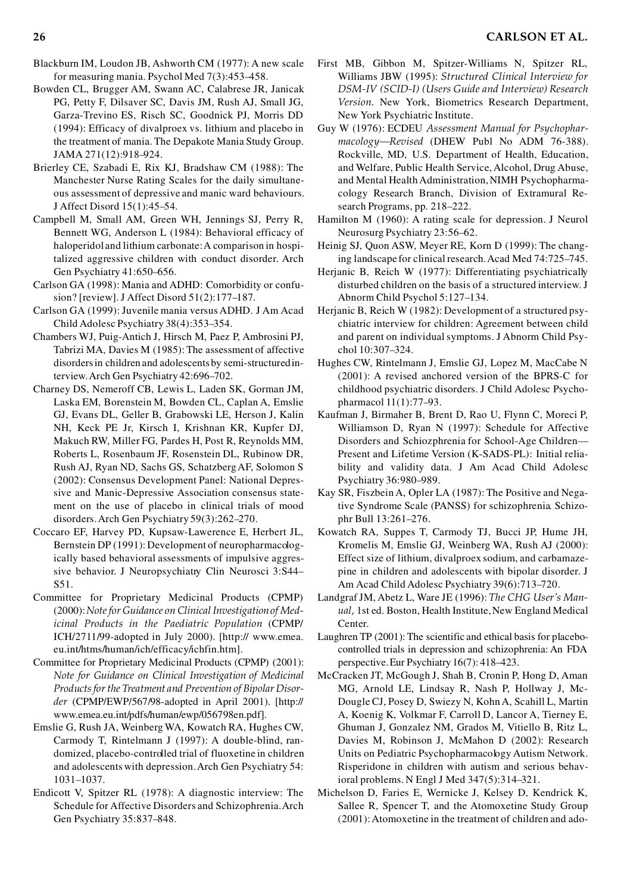Blackburn IM, Loudon JB, Ashworth CM (1977): A new scale for measuring mania. Psychol Med 7(3):453–458.

Bowden CL, Brugger AM, Swann AC, Calabrese JR, Janicak PG, Petty F, Dilsaver SC, Davis JM, Rush AJ, Small JG, Garza-Trevino ES, Risch SC, Goodnick PJ, Morris DD (1994): Efficacy of divalproex vs. lithium and placebo in the treatment of mania. The Depakote Mania Study Group. JAMA 271(12):918–924.

Brierley CE, Szabadi E, Rix KJ, Bradshaw CM (1988): The Manchester Nurse Rating Scales for the daily simultaneous assessment of depressive and manic ward behaviours. J Affect Disord 15(1):45–54.

Campbell M, Small AM, Green WH, Jennings SJ, Perry R, Bennett WG, Anderson L (1984): Behavioral efficacy of haloperidol and lithium carbonate: A comparison in hospitalized aggressive children with conduct disorder. Arch Gen Psychiatry 41:650–656.

Carlson GA (1998): Mania and ADHD: Comorbidity or confusion? [review]. J Affect Disord 51(2):177–187.

Carlson GA (1999): Juvenile mania versus ADHD. J Am Acad Child Adolesc Psychiatry 38(4):353–354.

Chambers WJ, Puig-Antich J, Hirsch M, Paez P, Ambrosini PJ, Tabrizi MA, Davies M (1985): The assessment of affective disorders in children and adolescents by semi-structured interview. Arch Gen Psychiatry 42:696–702.

Charney DS, Nemeroff CB, Lewis L, Laden SK, Gorman JM, Laska EM, Borenstein M, Bowden CL, Caplan A, Emslie GJ, Evans DL, Geller B, Grabowski LE, Herson J, Kalin NH, Keck PE Jr, Kirsch I, Krishnan KR, Kupfer DJ, Makuch RW, Miller FG, Pardes H, Post R, Reynolds MM, Roberts L, Rosenbaum JF, Rosenstein DL, Rubinow DR, Rush AJ, Ryan ND, Sachs GS, Schatzberg AF, Solomon S (2002): Consensus Development Panel: National Depressive and Manic-Depressive Association consensus statement on the use of placebo in clinical trials of mood disorders. Arch Gen Psychiatry 59(3):262–270.

Coccaro EF, Harvey PD, Kupsaw-Lawerence E, Herbert JL, Bernstein DP (1991): Development of neuropharmacologically based behavioral assessments of impulsive aggressive behavior. J Neuropsychiatry Clin Neurosci 3:S44–S51.

Committee for Proprietary Medicinal Products (CPMP) (2000): *Note for Guidance on Clinical Investigation of Medicinal Products in the Paediatric Population* (CPMP/ICH/2711/99-adopted in July 2000). [http:// www.emea.eu.int/htms/human/ich/efficacy/ichfin.htm].

Committee for Proprietary Medicinal Products (CPMP) (2001): *Note for Guidance on Clinical Investigation of Medicinal Products for the Treatment and Prevention of Bipolar Disorder* (CPMP/EWP/567/98-adopted in April 2001). [http:// www.emea.eu.int/pdfs/human/ewp/056798en.pdf].

Emslie G, Rush JA, Weinberg WA, Kowatch RA, Hughes CW, Carmody T, Rintelmann J (1997): A double-blind, randomized, placebo-controlled trial of fluoxetine in children and adolescents with depression. Arch Gen Psychiatry 54: 1031–1037.

Endicott V, Spitzer RL (1978): A diagnostic interview: The Schedule for Affective Disorders and Schizophrenia. Arch Gen Psychiatry 35:837–848.

First MB, Gibbon M, Spitzer-Williams N, Spitzer RL, Williams JBW (1995): *Structured Clinical Interview for DSM-IV (SCID-I) (Users Guide and Interview) Research Version.* New York, Biometrics Research Department, New York Psychiatric Institute.

Guy W (1976): ECDEU *Assessment Manual for Psychopharmacology—Revised* (DHEW Publ No ADM 76-388). Rockville, MD, U.S. Department of Health, Education, and Welfare, Public Health Service, Alcohol, Drug Abuse, and Mental Health Administration, NIMH Psychopharmacology Research Branch, Division of Extramural Research Programs, pp. 218–222.

Hamilton M (1960): A rating scale for depression. J Neurol Neurosurg Psychiatry 23:56–62.

Heinig SJ, Quon ASW, Meyer RE, Korn D (1999): The changing landscape for clinical research. Acad Med 74:725–745.

Herjanic B, Reich W (1977): Differentiating psychiatrically disturbed children on the basis of a structured interview. J Abnorm Child Psychol 5:127–134.

Herjanic B, Reich W (1982): Development of a structured psychiatric interview for children: Agreement between child and parent on individual symptoms. J Abnorm Child Psychol 10:307–324.

Hughes CW, Rintelmann J, Emslie GJ, Lopez M, MacCabe N (2001): A revised anchored version of the BPRS-C for childhood psychiatric disorders. J Child Adolesc Psychopharmacol 11(1):77–93.

Kaufman J, Birmaher B, Brent D, Rao U, Flynn C, Moreci P, Williamson D, Ryan N (1997): Schedule for Affective Disorders and Schiozphrenia for School-Age Children—Present and Lifetime Version (K-SADS-PL): Initial reliability and validity data. J Am Acad Child Adolesc Psychiatry 36:980–989.

Kay SR, Fiszbein A, Opler LA (1987): The Positive and Negative Syndrome Scale (PANSS) for schizophrenia. Schizophr Bull 13:261–276.

Kowatch RA, Suppes T, Carmody TJ, Bucci JP, Hume JH, Kromelis M, Emslie GJ, Weinberg WA, Rush AJ (2000): Effect size of lithium, divalproex sodium, and carbamazepine in children and adolescents with bipolar disorder. J Am Acad Child Adolesc Psychiatry 39(6):713–720.

Landgraf JM, Abetz L, Ware JE (1996): *The CHG User's Manual,* 1st ed. Boston, Health Institute, New England Medical Center.

Laughren TP (2001): The scientific and ethical basis for placebo-controlled trials in depression and schizophrenia: An FDA perspective. Eur Psychiatry 16(7): 418–423.

McCracken JT, McGough J, Shah B, Cronin P, Hong D, Aman MG, Arnold LE, Lindsay R, Nash P, Hollway J, McDougle CJ, Posey D, Swiezy N, Kohn A, Scahill L, Martin A, Koenig K, Volkmar F, Carroll D, Lancor A, Tierney E, Ghuman J, Gonzalez NM, Grados M, Vitiello B, Ritz L, Davies M, Robinson J, McMahon D (2002): Research Units on Pediatric Psychopharmacology Autism Network. Risperidone in children with autism and serious behavioral problems. N Engl J Med 347(5):314–321.

Michelson D, Faries E, Wernicke J, Kelsey D, Kendrick K, Sallee R, Spencer T, and the Atomoxetine Study Group (2001): Atomoxetine in the treatment of children and ado-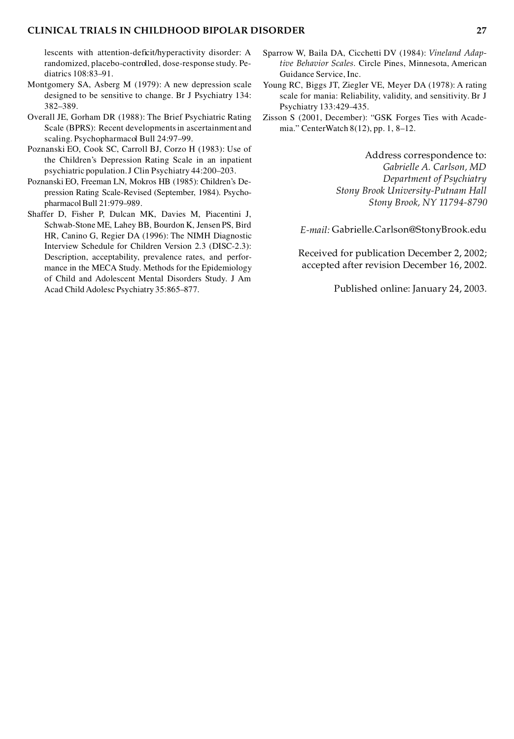lescents with attention-deficit/hyperactivity disorder: A randomized, placebo-controlled, dose-response study. Pediatrics 108:83–91.

Montgomery SA, Asberg M (1979): A new depression scale designed to be sensitive to change. Br J Psychiatry 134: 382–389.

Overall JE, Gorham DR (1988): The Brief Psychiatric Rating Scale (BPRS): Recent developments in ascertainment and scaling. Psychopharmacol Bull 24:97–99.

Poznanski EO, Cook SC, Carroll BJ, Corzo H (1983): Use of the Children's Depression Rating Scale in an inpatient psychiatric population. J Clin Psychiatry 44:200–203.

Poznanski EO, Freeman LN, Mokros HB (1985): Children's Depression Rating Scale-Revised (September, 1984). Psychopharmacol Bull 21:979–989.

Shaffer D, Fisher P, Dulcan MK, Davies M, Piacentini J, Schwab-Stone ME, Lahey BB, Bourdon K, Jensen PS, Bird HR, Canino G, Regier DA (1996): The NIMH Diagnostic Interview Schedule for Children Version 2.3 (DISC-2.3): Description, acceptability, prevalence rates, and performance in the MECA Study. Methods for the Epidemiology of Child and Adolescent Mental Disorders Study. J Am Acad Child Adolesc Psychiatry 35:865–877.

Sparrow W, Baila DA, Cicchetti DV (1984): *Vineland Adaptive Behavior Scales.* Circle Pines, Minnesota, American Guidance Service, Inc.

Young RC, Biggs JT, Ziegler VE, Meyer DA (1978): A rating scale for mania: Reliability, validity, and sensitivity. Br J Psychiatry 133:429–435.

Zisson S (2001, December): "GSK Forges Ties with Academia." CenterWatch 8(12), pp. 1, 8–12.

Address correspondence to:
*Gabrielle A. Carlson, MD*
*Department of Psychiatry*
*Stony Brook University-Putnam Hall*
*Stony Brook, NY 11794-8790*

*E-mail:* Gabrielle.Carlson@StonyBrook.edu

Received for publication December 2, 2002; accepted after revision December 16, 2002.

Published online: January 24, 2003.